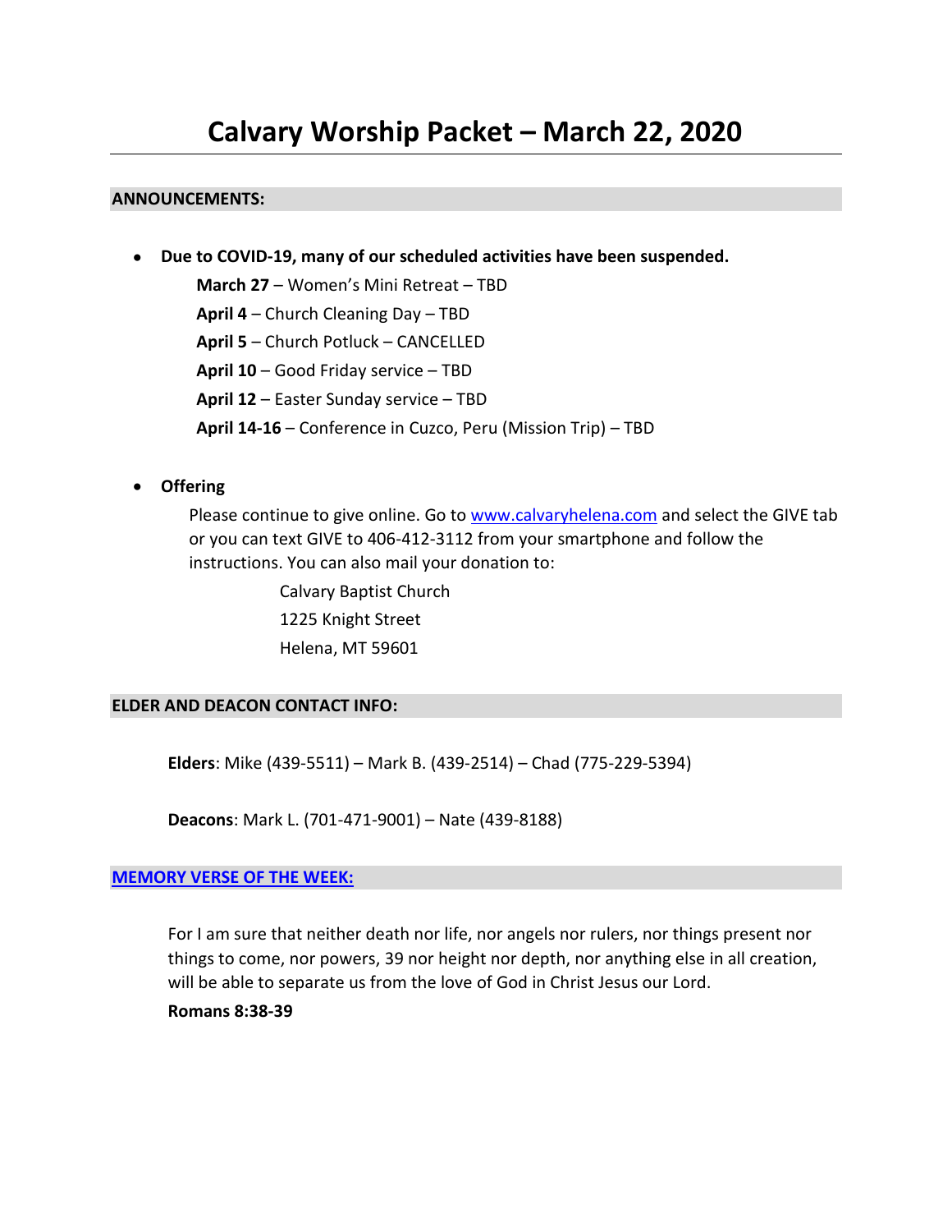# Calvary Worship Packet – March 22, 2020

## ANNOUNCEMENTS:

- **Due to COVID-19, many of our scheduled activities have been suspended.**

  **March 27** – Women's Mini Retreat – TBD

  **April 4** – Church Cleaning Day – TBD

  **April 5** – Church Potluck – CANCELLED

  **April 10** – Good Friday service – TBD

  **April 12** – Easter Sunday service – TBD

  **April 14-16** – Conference in Cuzco, Peru (Mission Trip) – TBD

- **Offering**

  Please continue to give online. Go to [www.calvaryhelena.com](http://www.calvaryhelena.com) and select the GIVE tab or you can text GIVE to 406-412-3112 from your smartphone and follow the instructions. You can also mail your donation to:

  Calvary Baptist Church
  1225 Knight Street
  Helena, MT 59601

## ELDER AND DEACON CONTACT INFO:

**Elders**: Mike (439-5511) – Mark B. (439-2514) – Chad (775-229-5394)

**Deacons**: Mark L. (701-471-9001) – Nate (439-8188)

## MEMORY VERSE OF THE WEEK:

For I am sure that neither death nor life, nor angels nor rulers, nor things present nor things to come, nor powers, 39 nor height nor depth, nor anything else in all creation, will be able to separate us from the love of God in Christ Jesus our Lord.

**Romans 8:38-39**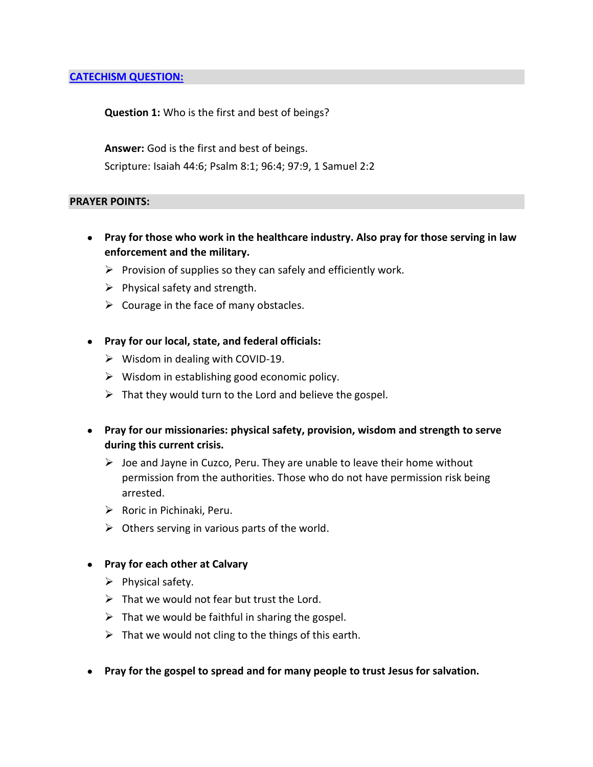## CATECHISM QUESTION:

**Question 1:** Who is the first and best of beings?

**Answer:** God is the first and best of beings.
Scripture: Isaiah 44:6; Psalm 8:1; 96:4; 97:9, 1 Samuel 2:2

## PRAYER POINTS:

- **Pray for those who work in the healthcare industry. Also pray for those serving in law enforcement and the military.**
  - Provision of supplies so they can safely and efficiently work.
  - Physical safety and strength.
  - Courage in the face of many obstacles.

- **Pray for our local, state, and federal officials:**
  - Wisdom in dealing with COVID-19.
  - Wisdom in establishing good economic policy.
  - That they would turn to the Lord and believe the gospel.

- **Pray for our missionaries: physical safety, provision, wisdom and strength to serve during this current crisis.**
  - Joe and Jayne in Cuzco, Peru. They are unable to leave their home without permission from the authorities. Those who do not have permission risk being arrested.
  - Roric in Pichinaki, Peru.
  - Others serving in various parts of the world.

- **Pray for each other at Calvary**
  - Physical safety.
  - That we would not fear but trust the Lord.
  - That we would be faithful in sharing the gospel.
  - That we would not cling to the things of this earth.

- **Pray for the gospel to spread and for many people to trust Jesus for salvation.**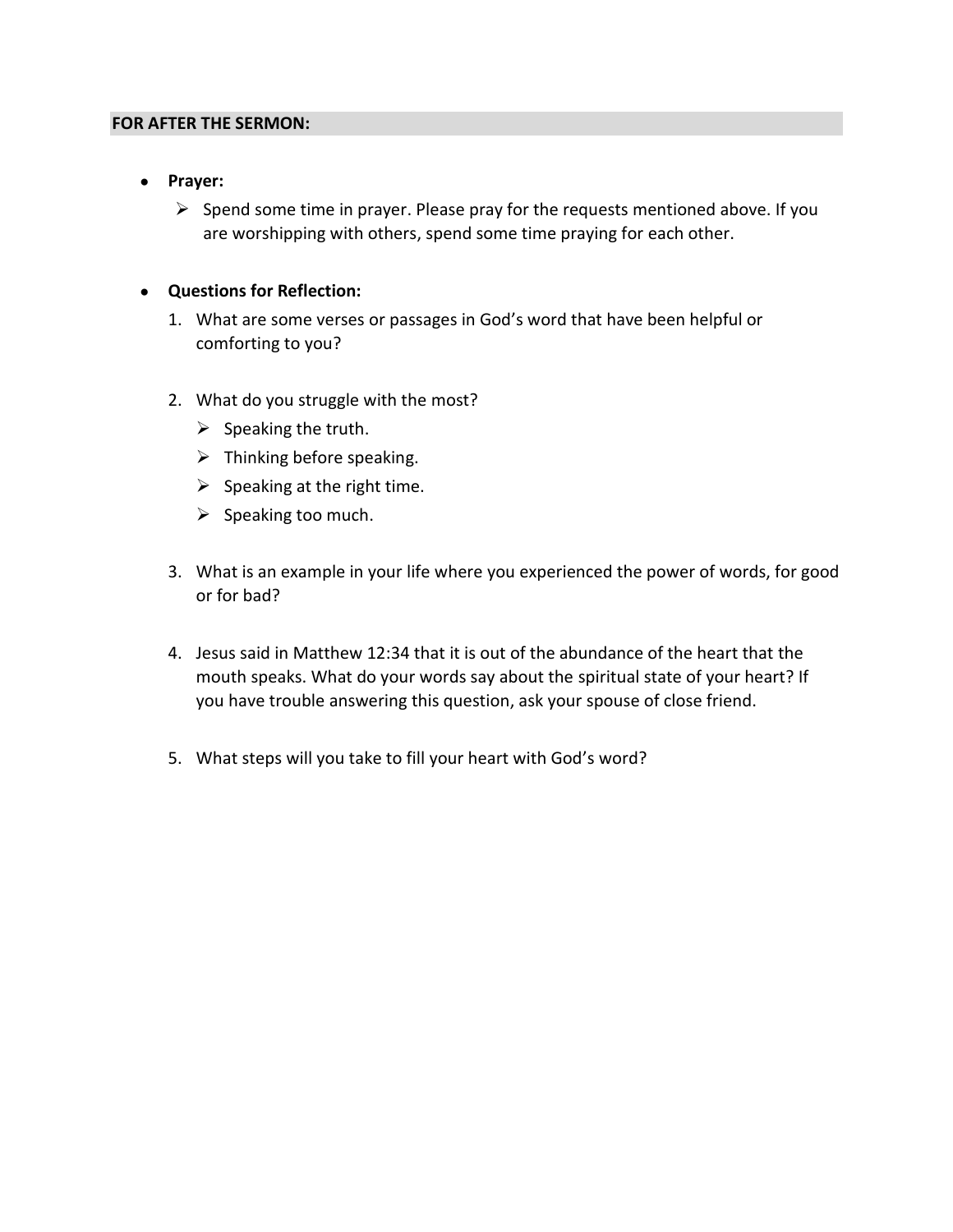**FOR AFTER THE SERMON:**

- **Prayer:**
  - Spend some time in prayer. Please pray for the requests mentioned above. If you are worshipping with others, spend some time praying for each other.

- **Questions for Reflection:**
  1. What are some verses or passages in God's word that have been helpful or comforting to you?

  2. What do you struggle with the most?
     - Speaking the truth.
     - Thinking before speaking.
     - Speaking at the right time.
     - Speaking too much.

  3. What is an example in your life where you experienced the power of words, for good or for bad?

  4. Jesus said in Matthew 12:34 that it is out of the abundance of the heart that the mouth speaks. What do your words say about the spiritual state of your heart? If you have trouble answering this question, ask your spouse of close friend.

  5. What steps will you take to fill your heart with God's word?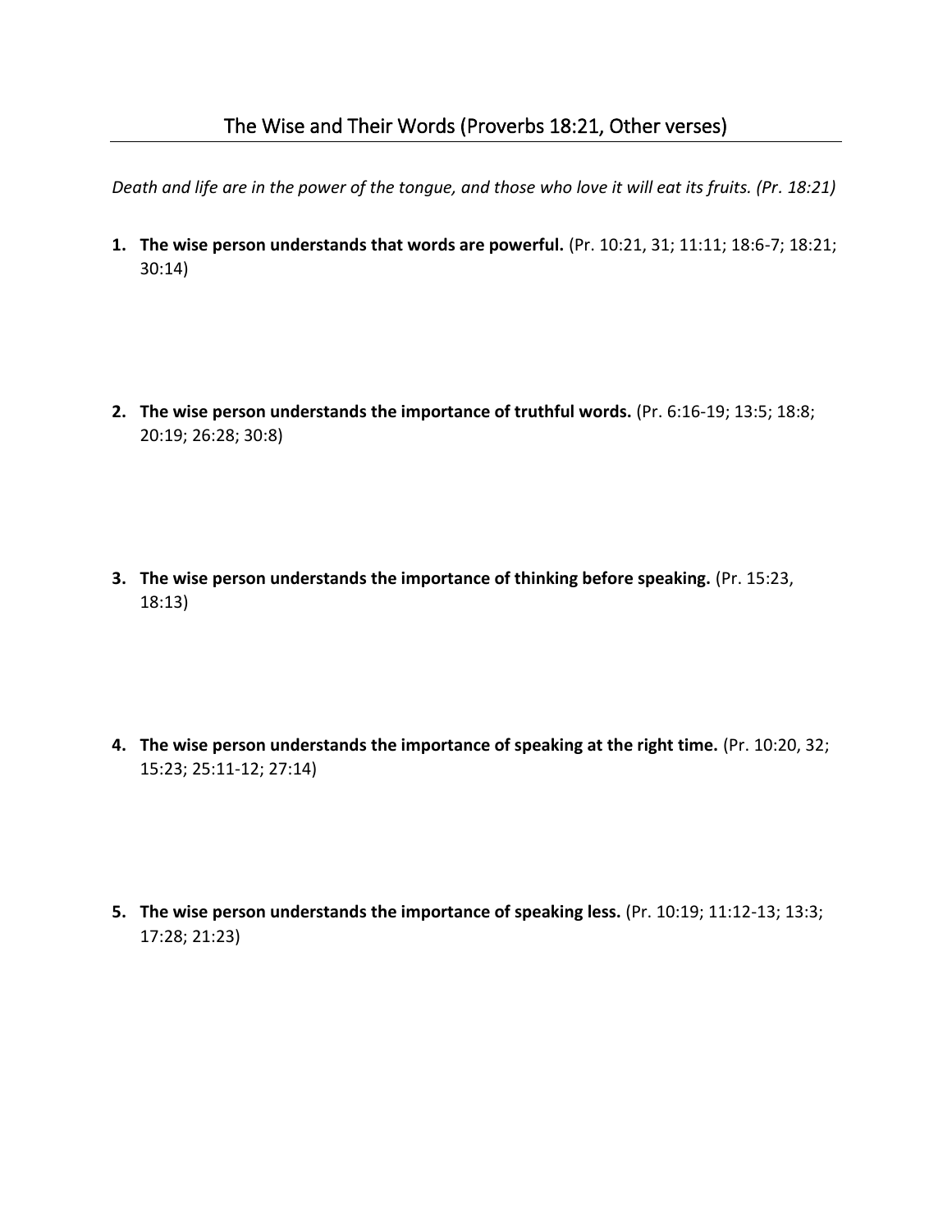## The Wise and Their Words (Proverbs 18:21, Other verses)

*Death and life are in the power of the tongue, and those who love it will eat its fruits. (Pr. 18:21)*

1. **The wise person understands that words are powerful.** (Pr. 10:21, 31; 11:11; 18:6-7; 18:21; 30:14)

2. **The wise person understands the importance of truthful words.** (Pr. 6:16-19; 13:5; 18:8; 20:19; 26:28; 30:8)

3. **The wise person understands the importance of thinking before speaking.** (Pr. 15:23, 18:13)

4. **The wise person understands the importance of speaking at the right time.** (Pr. 10:20, 32; 15:23; 25:11-12; 27:14)

5. **The wise person understands the importance of speaking less.** (Pr. 10:19; 11:12-13; 13:3; 17:28; 21:23)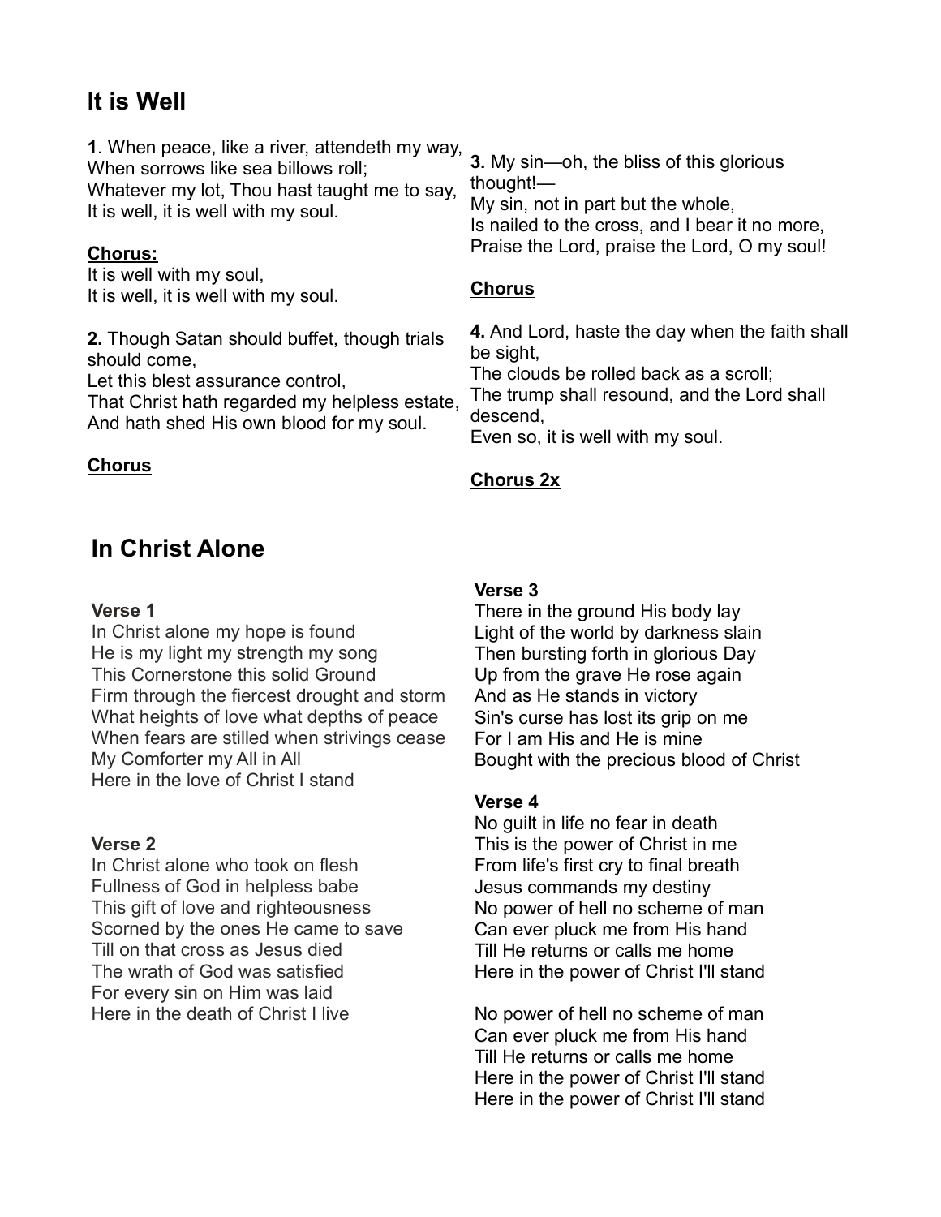## It is Well

**1**. When peace, like a river, attendeth my way,
When sorrows like sea billows roll;
Whatever my lot, Thou hast taught me to say,
It is well, it is well with my soul.

**Chorus:**
It is well with my soul,
It is well, it is well with my soul.

**2.** Though Satan should buffet, though trials should come,
Let this blest assurance control,
That Christ hath regarded my helpless estate,
And hath shed His own blood for my soul.

**Chorus**

**3.** My sin—oh, the bliss of this glorious thought!—
My sin, not in part but the whole,
Is nailed to the cross, and I bear it no more,
Praise the Lord, praise the Lord, O my soul!

**Chorus**

**4.** And Lord, haste the day when the faith shall be sight,
The clouds be rolled back as a scroll;
The trump shall resound, and the Lord shall descend,
Even so, it is well with my soul.

**Chorus 2x**

## In Christ Alone

**Verse 1**
In Christ alone my hope is found
He is my light my strength my song
This Cornerstone this solid Ground
Firm through the fiercest drought and storm
What heights of love what depths of peace
When fears are stilled when strivings cease
My Comforter my All in All
Here in the love of Christ I stand

**Verse 2**
In Christ alone who took on flesh
Fullness of God in helpless babe
This gift of love and righteousness
Scorned by the ones He came to save
Till on that cross as Jesus died
The wrath of God was satisfied
For every sin on Him was laid
Here in the death of Christ I live

**Verse 3**
There in the ground His body lay
Light of the world by darkness slain
Then bursting forth in glorious Day
Up from the grave He rose again
And as He stands in victory
Sin's curse has lost its grip on me
For I am His and He is mine
Bought with the precious blood of Christ

**Verse 4**
No guilt in life no fear in death
This is the power of Christ in me
From life's first cry to final breath
Jesus commands my destiny
No power of hell no scheme of man
Can ever pluck me from His hand
Till He returns or calls me home
Here in the power of Christ I'll stand

No power of hell no scheme of man
Can ever pluck me from His hand
Till He returns or calls me home
Here in the power of Christ I'll stand
Here in the power of Christ I'll stand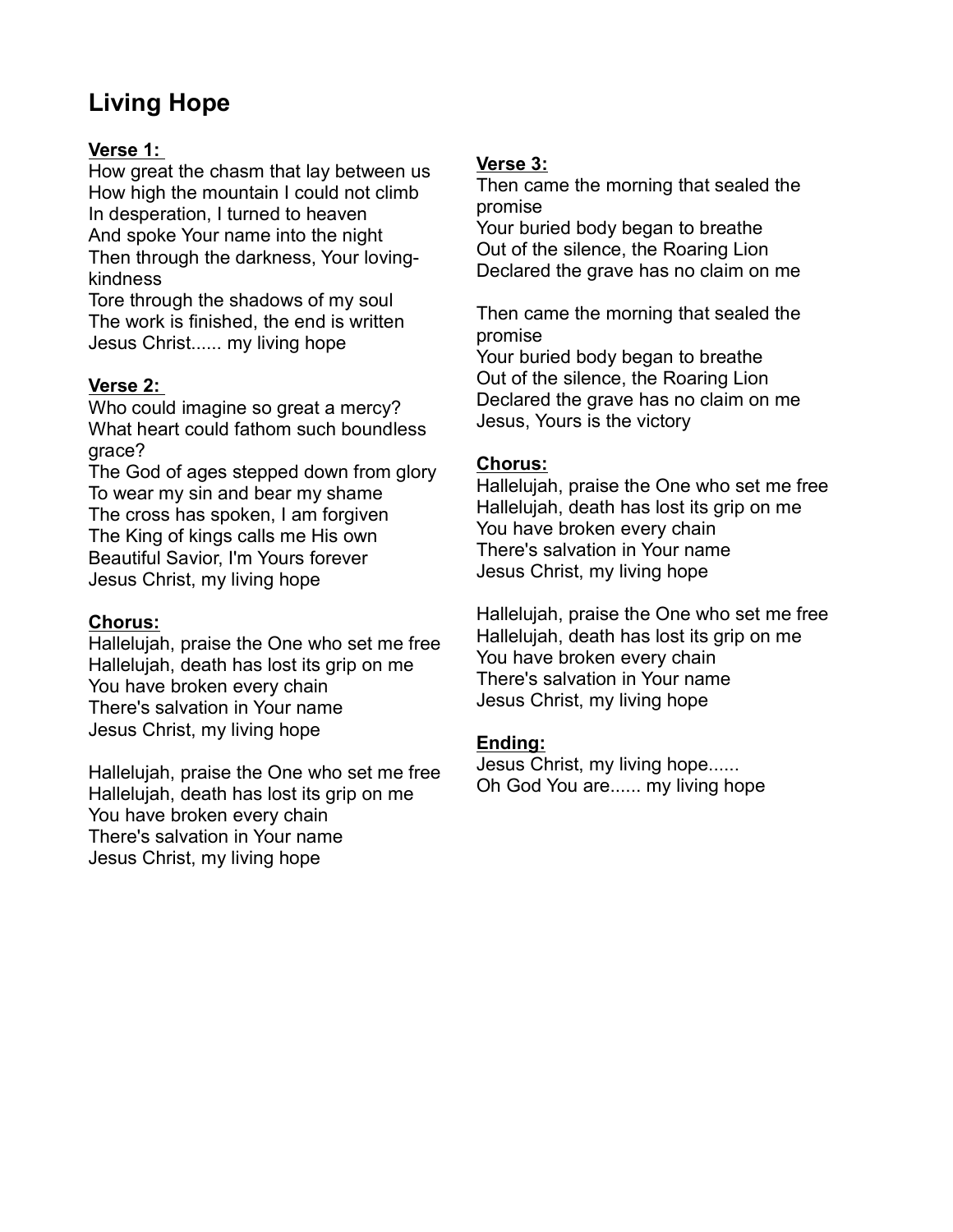# Living Hope

**Verse 1:**

How great the chasm that lay between us
How high the mountain I could not climb
In desperation, I turned to heaven
And spoke Your name into the night
Then through the darkness, Your loving-kindness
Tore through the shadows of my soul
The work is finished, the end is written
Jesus Christ...... my living hope

**Verse 2:**

Who could imagine so great a mercy?
What heart could fathom such boundless grace?
The God of ages stepped down from glory
To wear my sin and bear my shame
The cross has spoken, I am forgiven
The King of kings calls me His own
Beautiful Savior, I'm Yours forever
Jesus Christ, my living hope

**Chorus:**

Hallelujah, praise the One who set me free
Hallelujah, death has lost its grip on me
You have broken every chain
There's salvation in Your name
Jesus Christ, my living hope

Hallelujah, praise the One who set me free
Hallelujah, death has lost its grip on me
You have broken every chain
There's salvation in Your name
Jesus Christ, my living hope

**Verse 3:**

Then came the morning that sealed the promise
Your buried body began to breathe
Out of the silence, the Roaring Lion
Declared the grave has no claim on me

Then came the morning that sealed the promise
Your buried body began to breathe
Out of the silence, the Roaring Lion
Declared the grave has no claim on me
Jesus, Yours is the victory

**Chorus:**

Hallelujah, praise the One who set me free
Hallelujah, death has lost its grip on me
You have broken every chain
There's salvation in Your name
Jesus Christ, my living hope

Hallelujah, praise the One who set me free
Hallelujah, death has lost its grip on me
You have broken every chain
There's salvation in Your name
Jesus Christ, my living hope

**Ending:**

Jesus Christ, my living hope......
Oh God You are...... my living hope